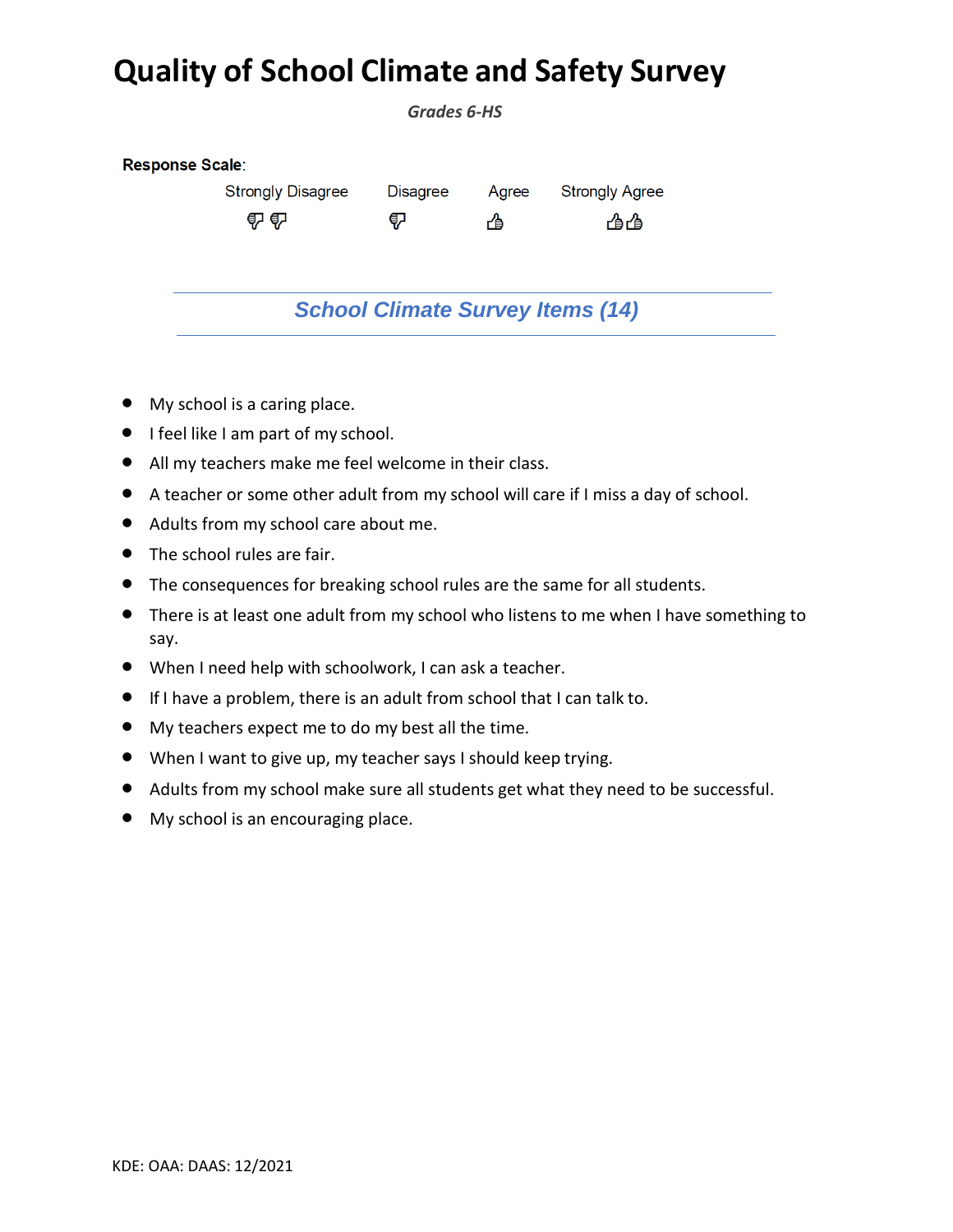# Quality of School Climate and Safety Survey

*Grades 6-HS*

**Response Scale**:

| Strongly Disagree | Disagree | Agree | Strongly Agree |
|---|---|---|---|
| 👎👎 | 👎 | 👍 | 👍👍 |

## *School Climate Survey Items (14)*

- My school is a caring place.
- I feel like I am part of my school.
- All my teachers make me feel welcome in their class.
- A teacher or some other adult from my school will care if I miss a day of school.
- Adults from my school care about me.
- The school rules are fair.
- The consequences for breaking school rules are the same for all students.
- There is at least one adult from my school who listens to me when I have something to say.
- When I need help with schoolwork, I can ask a teacher.
- If I have a problem, there is an adult from school that I can talk to.
- My teachers expect me to do my best all the time.
- When I want to give up, my teacher says I should keep trying.
- Adults from my school make sure all students get what they need to be successful.
- My school is an encouraging place.

KDE: OAA: DAAS: 12/2021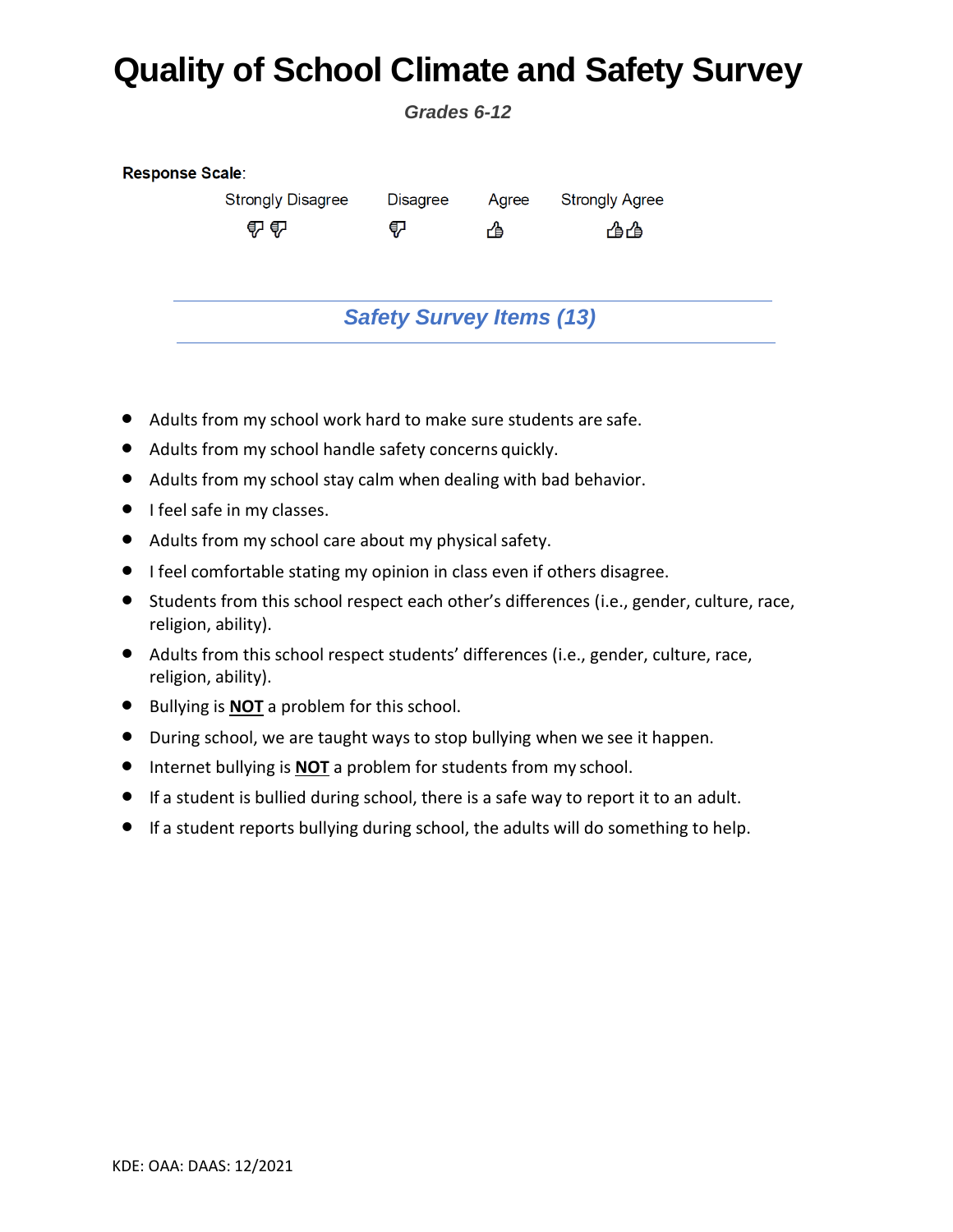# Quality of School Climate and Safety Survey

***Grades 6-12***

**Response Scale**:

| Strongly Disagree | Disagree | Agree | Strongly Agree |
|---|---|---|---|
| 👎👎 | 👎 | 👍 | 👍👍 |

## *Safety Survey Items (13)*

- Adults from my school work hard to make sure students are safe.
- Adults from my school handle safety concerns quickly.
- Adults from my school stay calm when dealing with bad behavior.
- I feel safe in my classes.
- Adults from my school care about my physical safety.
- I feel comfortable stating my opinion in class even if others disagree.
- Students from this school respect each other's differences (i.e., gender, culture, race, religion, ability).
- Adults from this school respect students' differences (i.e., gender, culture, race, religion, ability).
- Bullying is <u>**NOT**</u> a problem for this school.
- During school, we are taught ways to stop bullying when we see it happen.
- Internet bullying is <u>**NOT**</u> a problem for students from my school.
- If a student is bullied during school, there is a safe way to report it to an adult.
- If a student reports bullying during school, the adults will do something to help.

KDE: OAA: DAAS: 12/2021